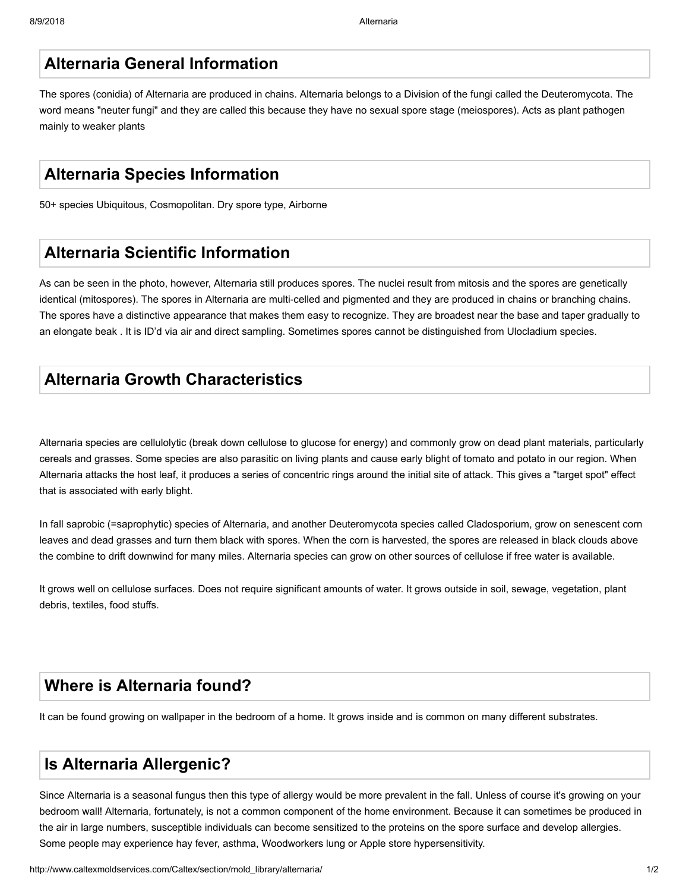## Alternaria General Information

The spores (conidia) of Alternaria are produced in chains. Alternaria belongs to a Division of the fungi called the Deuteromycota. The word means "neuter fungi" and they are called this because they have no sexual spore stage (meiospores). Acts as plant pathogen mainly to weaker plants

## Alternaria Species Information

50+ species Ubiquitous, Cosmopolitan. Dry spore type, Airborne

## Alternaria Scientific Information

As can be seen in the photo, however, Alternaria still produces spores. The nuclei result from mitosis and the spores are genetically identical (mitospores). The spores in Alternaria are multi-celled and pigmented and they are produced in chains or branching chains. The spores have a distinctive appearance that makes them easy to recognize. They are broadest near the base and taper gradually to an elongate beak . It is ID'd via air and direct sampling. Sometimes spores cannot be distinguished from Ulocladium species.

## Alternaria Growth Characteristics

Alternaria species are cellulolytic (break down cellulose to glucose for energy) and commonly grow on dead plant materials, particularly cereals and grasses. Some species are also parasitic on living plants and cause early blight of tomato and potato in our region. When Alternaria attacks the host leaf, it produces a series of concentric rings around the initial site of attack. This gives a "target spot" effect that is associated with early blight.

In fall saprobic (=saprophytic) species of Alternaria, and another Deuteromycota species called Cladosporium, grow on senescent corn leaves and dead grasses and turn them black with spores. When the corn is harvested, the spores are released in black clouds above the combine to drift downwind for many miles. Alternaria species can grow on other sources of cellulose if free water is available.

It grows well on cellulose surfaces. Does not require significant amounts of water. It grows outside in soil, sewage, vegetation, plant debris, textiles, food stuffs.

## Where is Alternaria found?

It can be found growing on wallpaper in the bedroom of a home. It grows inside and is common on many different substrates.

## Is Alternaria Allergenic?

Since Alternaria is a seasonal fungus then this type of allergy would be more prevalent in the fall. Unless of course it's growing on your bedroom wall! Alternaria, fortunately, is not a common component of the home environment. Because it can sometimes be produced in the air in large numbers, susceptible individuals can become sensitized to the proteins on the spore surface and develop allergies. Some people may experience hay fever, asthma, Woodworkers lung or Apple store hypersensitivity.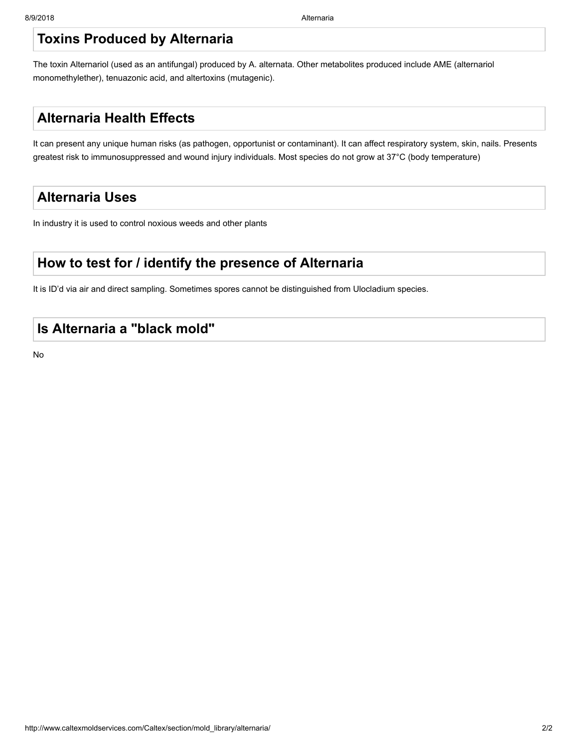## Toxins Produced by Alternaria

The toxin Alternariol (used as an antifungal) produced by A. alternata. Other metabolites produced include AME (alternariol monomethylether), tenuazonic acid, and altertoxins (mutagenic).

## Alternaria Health Effects

It can present any unique human risks (as pathogen, opportunist or contaminant). It can affect respiratory system, skin, nails. Presents greatest risk to immunosuppressed and wound injury individuals. Most species do not grow at 37°C (body temperature)

## Alternaria Uses

In industry it is used to control noxious weeds and other plants

## How to test for / identify the presence of Alternaria

It is ID'd via air and direct sampling. Sometimes spores cannot be distinguished from Ulocladium species.

## Is Alternaria a "black mold"

No